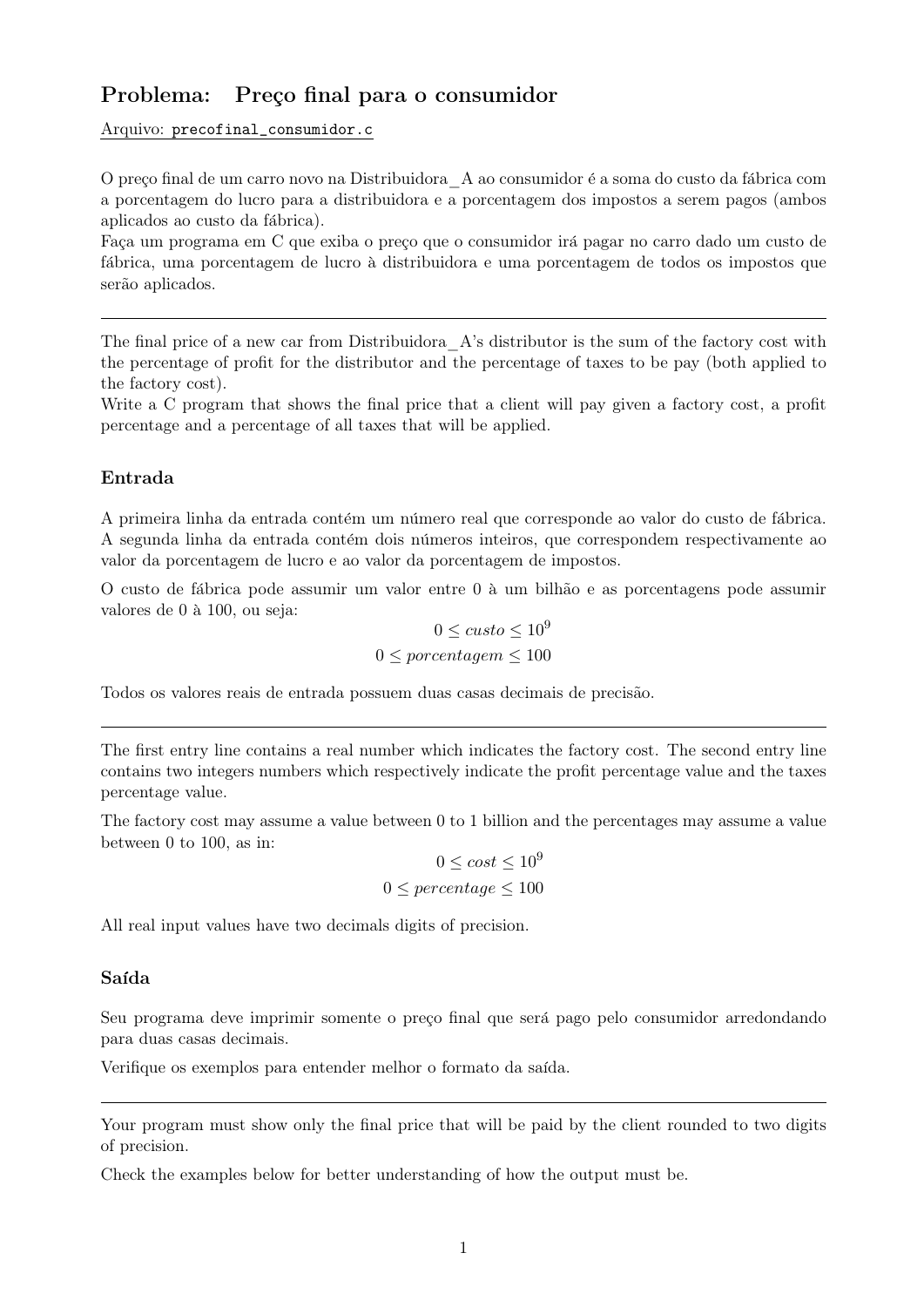## Problema: Preço final para o consumidor

Arquivo: `precofinal_consumidor.c`

O preço final de um carro novo na Distribuidora_A ao consumidor é a soma do custo da fábrica com a porcentagem do lucro para a distribuidora e a porcentagem dos impostos a serem pagos (ambos aplicados ao custo da fábrica).
Faça um programa em C que exiba o preço que o consumidor irá pagar no carro dado um custo de fábrica, uma porcentagem de lucro à distribuidora e uma porcentagem de todos os impostos que serão aplicados.

---

The final price of a new car from Distribuidora_A's distributor is the sum of the factory cost with the percentage of profit for the distributor and the percentage of taxes to be pay (both applied to the factory cost).
Write a C program that shows the final price that a client will pay given a factory cost, a profit percentage and a percentage of all taxes that will be applied.

### Entrada

A primeira linha da entrada contém um número real que corresponde ao valor do custo de fábrica. A segunda linha da entrada contém dois números inteiros, que correspondem respectivamente ao valor da porcentagem de lucro e ao valor da porcentagem de impostos.

O custo de fábrica pode assumir um valor entre 0 à um bilhão e as porcentagens pode assumir valores de 0 à 100, ou seja:

$$0 \leq custo \leq 10^9$$
$$0 \leq porcentagem \leq 100$$

Todos os valores reais de entrada possuem duas casas decimais de precisão.

---

The first entry line contains a real number which indicates the factory cost. The second entry line contains two integers numbers which respectively indicate the profit percentage value and the taxes percentage value.

The factory cost may assume a value between 0 to 1 billion and the percentages may assume a value between 0 to 100, as in:

$$0 \leq cost \leq 10^9$$
$$0 \leq percentage \leq 100$$

All real input values have two decimals digits of precision.

### Saída

Seu programa deve imprimir somente o preço final que será pago pelo consumidor arredondando para duas casas decimais.

Verifique os exemplos para entender melhor o formato da saída.

---

Your program must show only the final price that will be paid by the client rounded to two digits of precision.

Check the examples below for better understanding of how the output must be.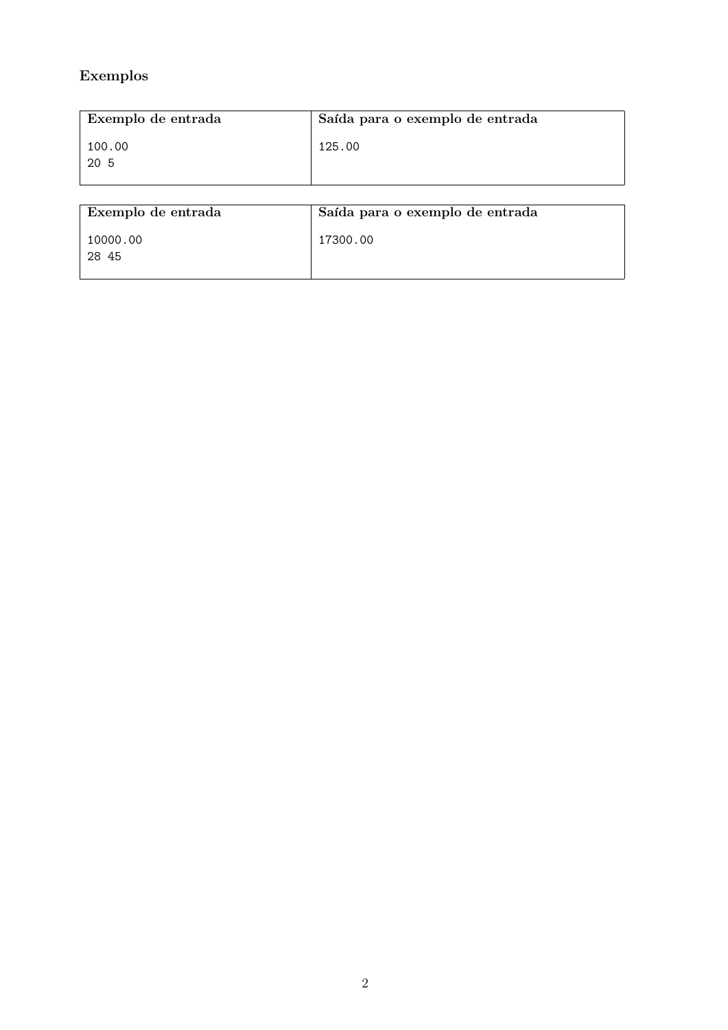### Exemplos

| Exemplo de entrada | Saída para o exemplo de entrada |
|---|---|
| 100.00<br>20 5 | 125.00 |

| Exemplo de entrada | Saída para o exemplo de entrada |
|---|---|
| 10000.00<br>28 45 | 17300.00 |